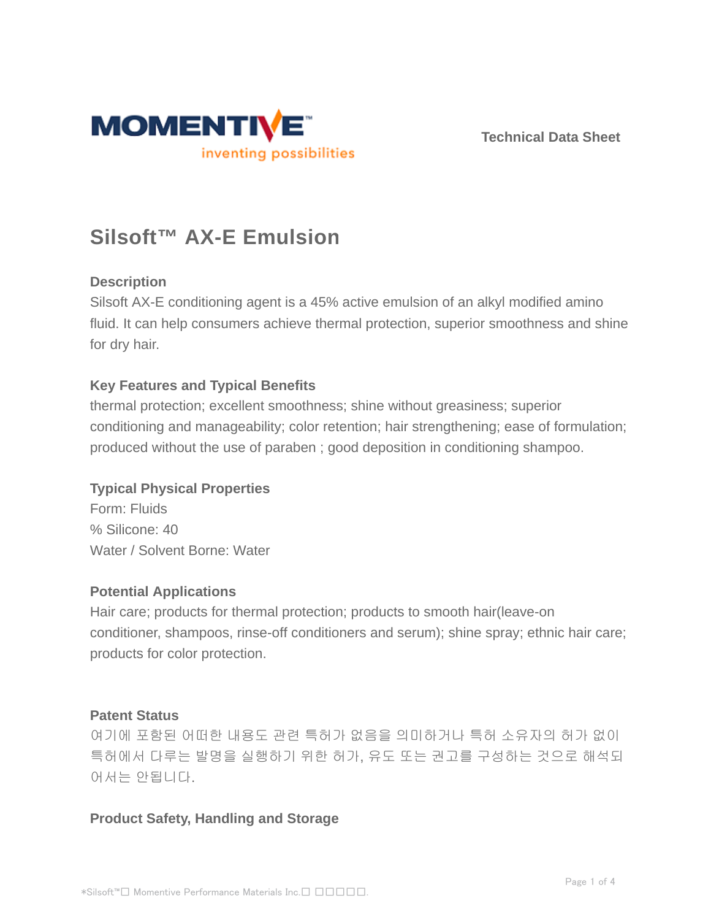Technical Data Sheet

# Silsoft™ AX-E Emulsion

## Description

Silsoft AX-E conditioning agent is a 45% active emulsion of an alkyl modified amino fluid. It can help consumers achieve thermal protection, superior smoothness and shine for dry hair.

## Key Features and Typical Benefits

thermal protection; excellent smoothness; shine without greasiness; superior conditioning and manageability; color retention; hair strengthening; ease of formulation; produced without the use of paraben ; good deposition in conditioning shampoo.

## Typical Physical Properties

Form: Fluids
% Silicone: 40
Water / Solvent Borne: Water

## Potential Applications

Hair care; products for thermal protection; products to smooth hair(leave-on conditioner, shampoos, rinse-off conditioners and serum); shine spray; ethnic hair care; products for color protection.

## Patent Status

여기에 포함된 어떠한 내용도 관련 특허가 없음을 의미하거나 특허 소유자의 허가 없이 특허에서 다루는 발명을 실행하기 위한 허가, 유도 또는 권고를 구성하는 것으로 해석되어서는 안됩니다.

## Product Safety, Handling and Storage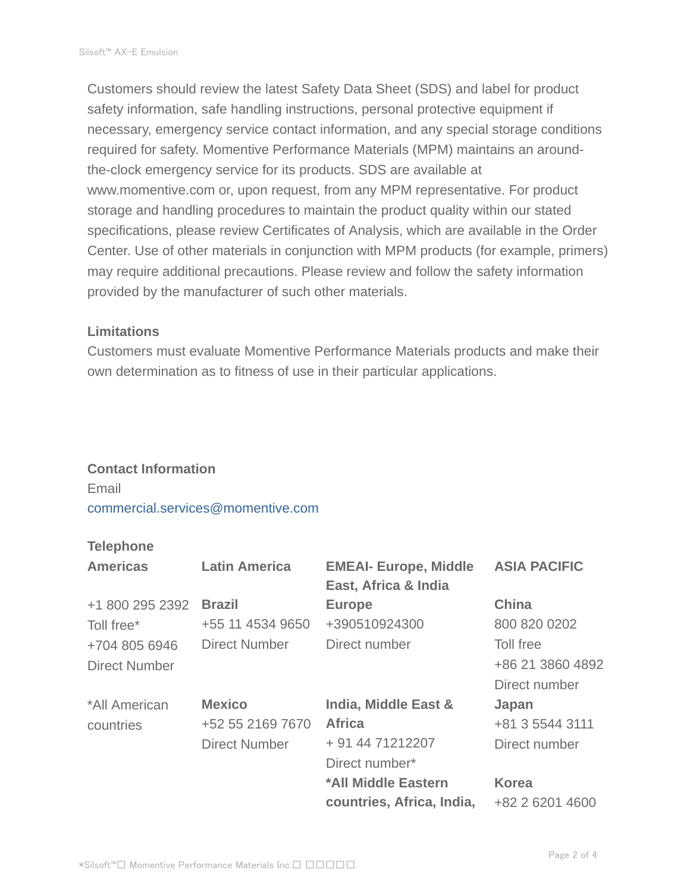Customers should review the latest Safety Data Sheet (SDS) and label for product safety information, safe handling instructions, personal protective equipment if necessary, emergency service contact information, and any special storage conditions required for safety. Momentive Performance Materials (MPM) maintains an around-the-clock emergency service for its products. SDS are available at www.momentive.com or, upon request, from any MPM representative. For product storage and handling procedures to maintain the product quality within our stated specifications, please review Certificates of Analysis, which are available in the Order Center. Use of other materials in conjunction with MPM products (for example, primers) may require additional precautions. Please review and follow the safety information provided by the manufacturer of such other materials.

### Limitations

Customers must evaluate Momentive Performance Materials products and make their own determination as to fitness of use in their particular applications.

### Contact Information

Email

commercial.services@momentive.com

**Telephone**

| Americas | Latin America | EMEAI- Europe, Middle East, Africa & India | ASIA PACIFIC |
|---|---|---|---|
| +1 800 295 2392<br>Toll free*<br>+704 805 6946<br>Direct Number | **Brazil**<br>+55 11 4534 9650<br>Direct Number | **Europe**<br>+390510924300<br>Direct number | **China**<br>800 820 0202<br>Toll free<br>+86 21 3860 4892<br>Direct number |
| *All American countries | **Mexico**<br>+52 55 2169 7670<br>Direct Number | **India, Middle East & Africa**<br>+ 91 44 71212207<br>Direct number* | **Japan**<br>+81 3 5544 3111<br>Direct number |
| | | ***All Middle Eastern countries, Africa, India,** | **Korea**<br>+82 2 6201 4600 |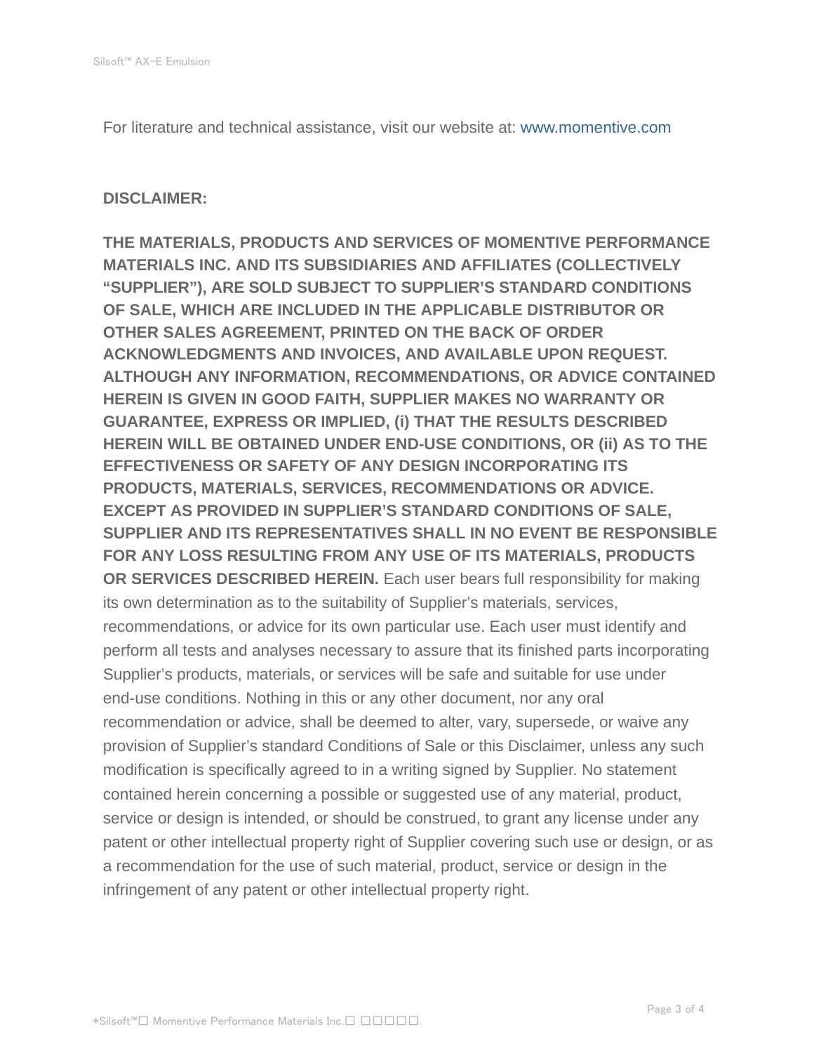For literature and technical assistance, visit our website at: www.momentive.com

**DISCLAIMER:**

**THE MATERIALS, PRODUCTS AND SERVICES OF MOMENTIVE PERFORMANCE MATERIALS INC. AND ITS SUBSIDIARIES AND AFFILIATES (COLLECTIVELY "SUPPLIER"), ARE SOLD SUBJECT TO SUPPLIER'S STANDARD CONDITIONS OF SALE, WHICH ARE INCLUDED IN THE APPLICABLE DISTRIBUTOR OR OTHER SALES AGREEMENT, PRINTED ON THE BACK OF ORDER ACKNOWLEDGMENTS AND INVOICES, AND AVAILABLE UPON REQUEST. ALTHOUGH ANY INFORMATION, RECOMMENDATIONS, OR ADVICE CONTAINED HEREIN IS GIVEN IN GOOD FAITH, SUPPLIER MAKES NO WARRANTY OR GUARANTEE, EXPRESS OR IMPLIED, (i) THAT THE RESULTS DESCRIBED HEREIN WILL BE OBTAINED UNDER END-USE CONDITIONS, OR (ii) AS TO THE EFFECTIVENESS OR SAFETY OF ANY DESIGN INCORPORATING ITS PRODUCTS, MATERIALS, SERVICES, RECOMMENDATIONS OR ADVICE. EXCEPT AS PROVIDED IN SUPPLIER'S STANDARD CONDITIONS OF SALE, SUPPLIER AND ITS REPRESENTATIVES SHALL IN NO EVENT BE RESPONSIBLE FOR ANY LOSS RESULTING FROM ANY USE OF ITS MATERIALS, PRODUCTS OR SERVICES DESCRIBED HEREIN.** Each user bears full responsibility for making its own determination as to the suitability of Supplier's materials, services, recommendations, or advice for its own particular use. Each user must identify and perform all tests and analyses necessary to assure that its finished parts incorporating Supplier's products, materials, or services will be safe and suitable for use under end-use conditions. Nothing in this or any other document, nor any oral recommendation or advice, shall be deemed to alter, vary, supersede, or waive any provision of Supplier's standard Conditions of Sale or this Disclaimer, unless any such modification is specifically agreed to in a writing signed by Supplier. No statement contained herein concerning a possible or suggested use of any material, product, service or design is intended, or should be construed, to grant any license under any patent or other intellectual property right of Supplier covering such use or design, or as a recommendation for the use of such material, product, service or design in the infringement of any patent or other intellectual property right.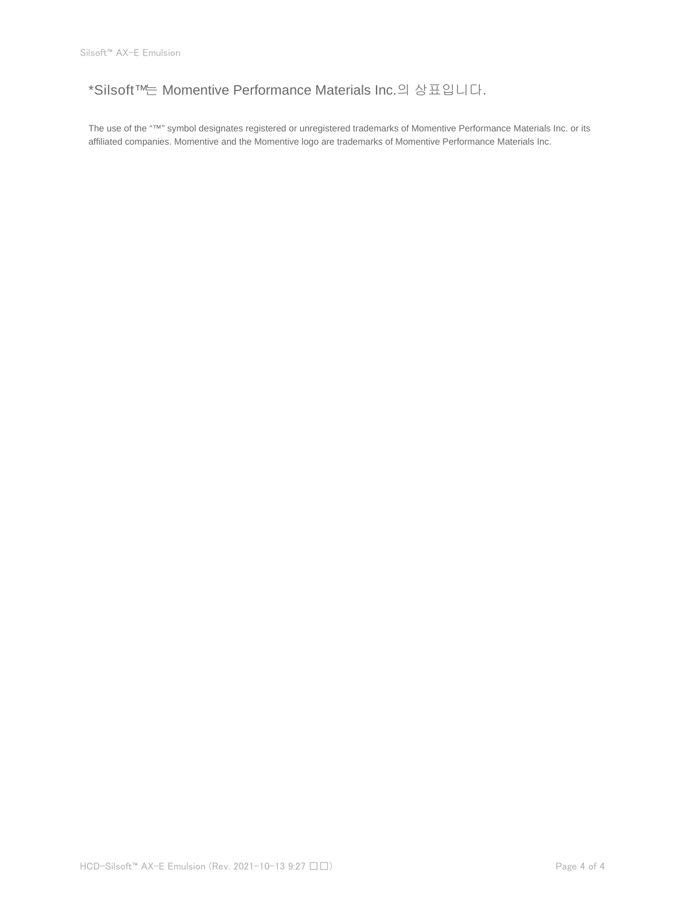*Silsoft™는 Momentive Performance Materials Inc.의 상표입니다.

The use of the "™" symbol designates registered or unregistered trademarks of Momentive Performance Materials Inc. or its affiliated companies. Momentive and the Momentive logo are trademarks of Momentive Performance Materials Inc.